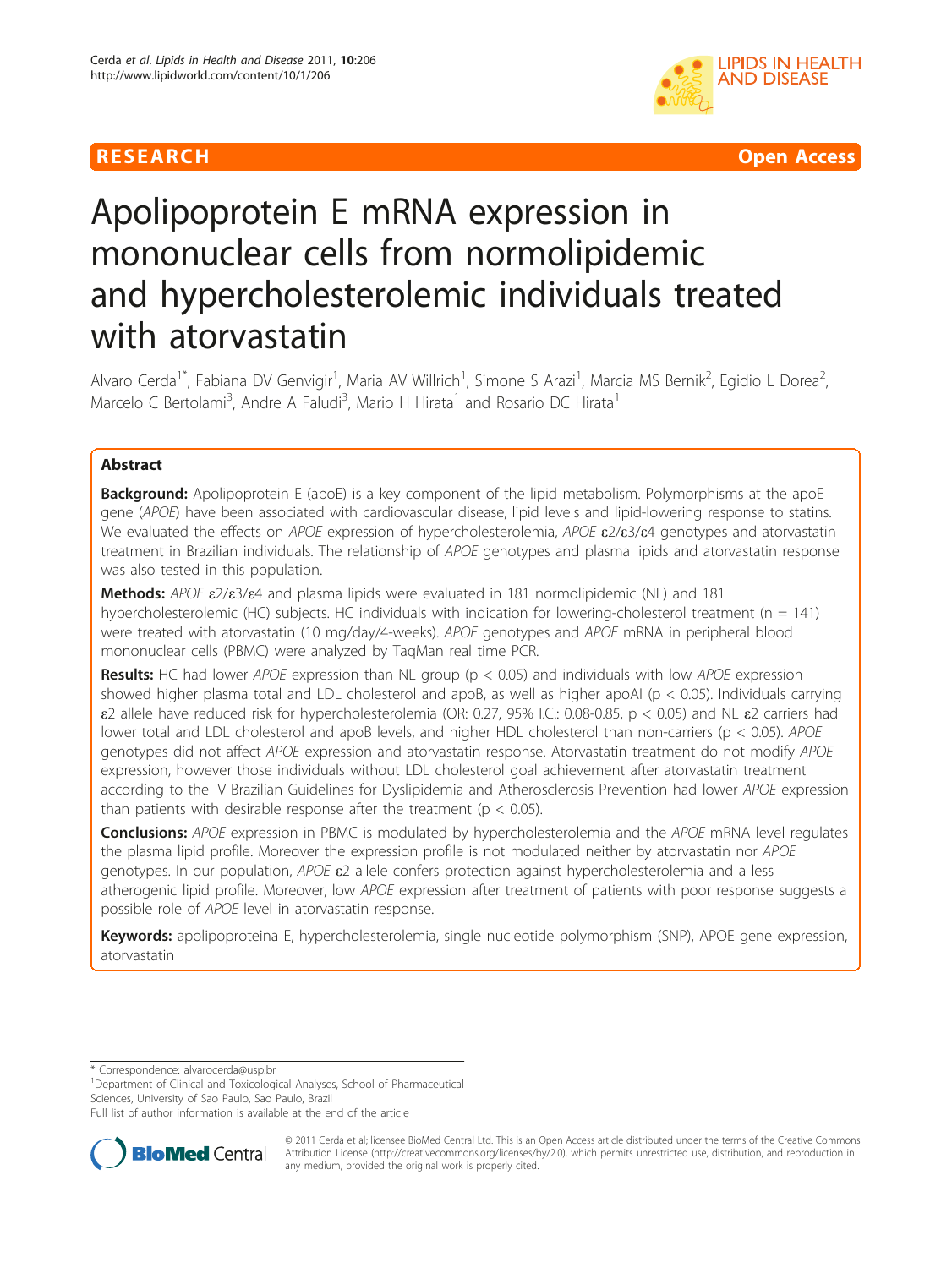RESEARCH Open Access

# Apolipoprotein E mRNA expression in mononuclear cells from normolipidemic and hypercholesterolemic individuals treated with atorvastatin

Alvaro Cerda[1*], Fabiana DV Genvigir[1], Maria AV Willrich[1], Simone S Arazi[1], Marcia MS Bernik[2], Egidio L Dorea[2], Marcelo C Bertolami[3], Andre A Faludi[3], Mario H Hirata[1] and Rosario DC Hirata[1]

## Abstract

**Background:** Apolipoprotein E (apoE) is a key component of the lipid metabolism. Polymorphisms at the apoE gene (*APOE*) have been associated with cardiovascular disease, lipid levels and lipid-lowering response to statins. We evaluated the effects on *APOE* expression of hypercholesterolemia, *APOE* ε2/ε3/ε4 genotypes and atorvastatin treatment in Brazilian individuals. The relationship of *APOE* genotypes and plasma lipids and atorvastatin response was also tested in this population.

**Methods:** *APOE* ε2/ε3/ε4 and plasma lipids were evaluated in 181 normolipidemic (NL) and 181 hypercholesterolemic (HC) subjects. HC individuals with indication for lowering-cholesterol treatment (n = 141) were treated with atorvastatin (10 mg/day/4-weeks). *APOE* genotypes and *APOE* mRNA in peripheral blood mononuclear cells (PBMC) were analyzed by TaqMan real time PCR.

**Results:** HC had lower *APOE* expression than NL group ($p < 0.05$) and individuals with low *APOE* expression showed higher plasma total and LDL cholesterol and apoB, as well as higher apoAI ($p < 0.05$). Individuals carrying ε2 allele have reduced risk for hypercholesterolemia (OR: 0.27, 95% I.C.: 0.08-0.85, $p < 0.05$) and NL ε2 carriers had lower total and LDL cholesterol and apoB levels, and higher HDL cholesterol than non-carriers ($p < 0.05$). *APOE* genotypes did not affect *APOE* expression and atorvastatin response. Atorvastatin treatment do not modify *APOE* expression, however those individuals without LDL cholesterol goal achievement after atorvastatin treatment according to the IV Brazilian Guidelines for Dyslipidemia and Atherosclerosis Prevention had lower *APOE* expression than patients with desirable response after the treatment ($p < 0.05$).

**Conclusions:** *APOE* expression in PBMC is modulated by hypercholesterolemia and the *APOE* mRNA level regulates the plasma lipid profile. Moreover the expression profile is not modulated neither by atorvastatin nor *APOE* genotypes. In our population, *APOE* ε2 allele confers protection against hypercholesterolemia and a less atherogenic lipid profile. Moreover, low *APOE* expression after treatment of patients with poor response suggests a possible role of *APOE* level in atorvastatin response.

**Keywords:** apolipoproteina E, hypercholesterolemia, single nucleotide polymorphism (SNP), APOE gene expression, atorvastatin

\* Correspondence: alvarocerda@usp.br
[1]Department of Clinical and Toxicological Analyses, School of Pharmaceutical Sciences, University of Sao Paulo, Sao Paulo, Brazil
Full list of author information is available at the end of the article

© 2011 Cerda et al; licensee BioMed Central Ltd. This is an Open Access article distributed under the terms of the Creative Commons Attribution License (http://creativecommons.org/licenses/by/2.0), which permits unrestricted use, distribution, and reproduction in any medium, provided the original work is properly cited.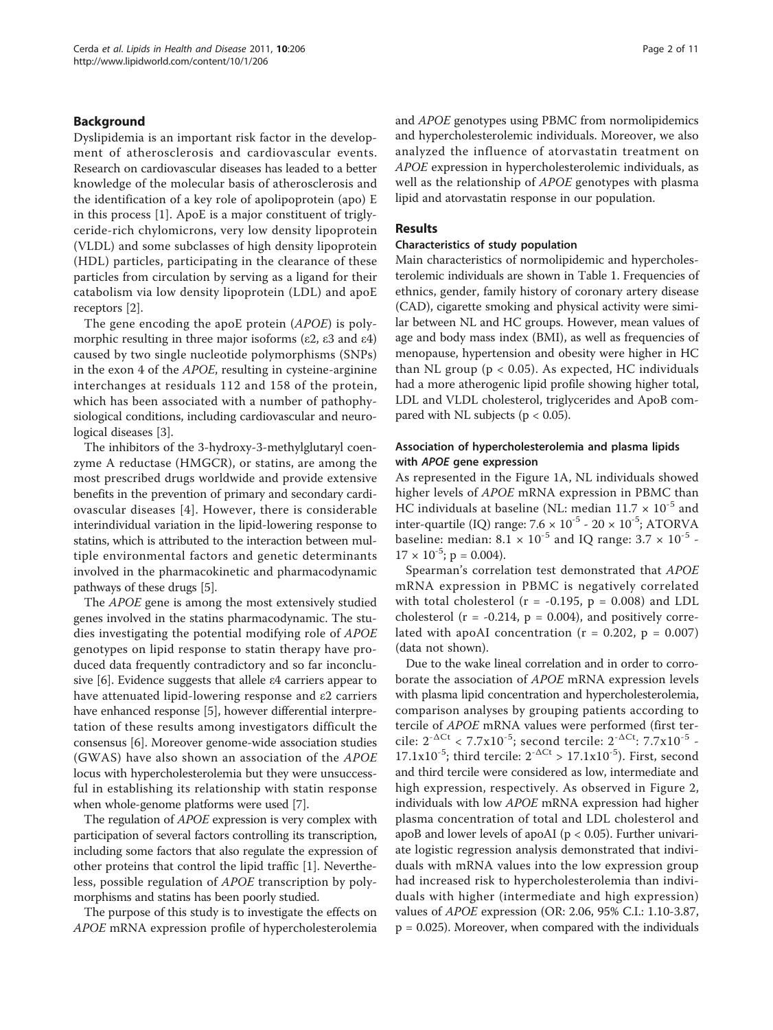## Background

Dyslipidemia is an important risk factor in the development of atherosclerosis and cardiovascular events. Research on cardiovascular diseases has leaded to a better knowledge of the molecular basis of atherosclerosis and the identification of a key role of apolipoprotein (apo) E in this process [1]. ApoE is a major constituent of triglyceride-rich chylomicrons, very low density lipoprotein (VLDL) and some subclasses of high density lipoprotein (HDL) particles, participating in the clearance of these particles from circulation by serving as a ligand for their catabolism via low density lipoprotein (LDL) and apoE receptors [2].

The gene encoding the apoE protein (*APOE*) is polymorphic resulting in three major isoforms (ε2, ε3 and ε4) caused by two single nucleotide polymorphisms (SNPs) in the exon 4 of the *APOE*, resulting in cysteine-arginine interchanges at residuals 112 and 158 of the protein, which has been associated with a number of pathophysiological conditions, including cardiovascular and neurological diseases [3].

The inhibitors of the 3-hydroxy-3-methylglutaryl coenzyme A reductase (HMGCR), or statins, are among the most prescribed drugs worldwide and provide extensive benefits in the prevention of primary and secondary cardiovascular diseases [4]. However, there is considerable interindividual variation in the lipid-lowering response to statins, which is attributed to the interaction between multiple environmental factors and genetic determinants involved in the pharmacokinetic and pharmacodynamic pathways of these drugs [5].

The *APOE* gene is among the most extensively studied genes involved in the statins pharmacodynamic. The studies investigating the potential modifying role of *APOE* genotypes on lipid response to statin therapy have produced data frequently contradictory and so far inconclusive [6]. Evidence suggests that allele ε4 carriers appear to have attenuated lipid-lowering response and ε2 carriers have enhanced response [5], however differential interpretation of these results among investigators difficult the consensus [6]. Moreover genome-wide association studies (GWAS) have also shown an association of the *APOE* locus with hypercholesterolemia but they were unsuccessful in establishing its relationship with statin response when whole-genome platforms were used [7].

The regulation of *APOE* expression is very complex with participation of several factors controlling its transcription, including some factors that also regulate the expression of other proteins that control the lipid traffic [1]. Nevertheless, possible regulation of *APOE* transcription by polymorphisms and statins has been poorly studied.

The purpose of this study is to investigate the effects on *APOE* mRNA expression profile of hypercholesterolemia and *APOE* genotypes using PBMC from normolipidemics and hypercholesterolemic individuals. Moreover, we also analyzed the influence of atorvastatin treatment on *APOE* expression in hypercholesterolemic individuals, as well as the relationship of *APOE* genotypes with plasma lipid and atorvastatin response in our population.

## Results

### Characteristics of study population

Main characteristics of normolipidemic and hypercholesterolemic individuals are shown in Table 1. Frequencies of ethnics, gender, family history of coronary artery disease (CAD), cigarette smoking and physical activity were similar between NL and HC groups. However, mean values of age and body mass index (BMI), as well as frequencies of menopause, hypertension and obesity were higher in HC than NL group ($p < 0.05$). As expected, HC individuals had a more atherogenic lipid profile showing higher total, LDL and VLDL cholesterol, triglycerides and ApoB compared with NL subjects ($p < 0.05$).

### Association of hypercholesterolemia and plasma lipids with *APOE* gene expression

As represented in the Figure 1A, NL individuals showed higher levels of *APOE* mRNA expression in PBMC than HC individuals at baseline (NL: median $11.7 \times 10^{-5}$ and inter-quartile (IQ) range: $7.6 \times 10^{-5}$ - $20 \times 10^{-5}$; ATORVA baseline: median: $8.1 \times 10^{-5}$ and IQ range: $3.7 \times 10^{-5}$ - $17 \times 10^{-5}$; $p = 0.004$).

Spearman's correlation test demonstrated that *APOE* mRNA expression in PBMC is negatively correlated with total cholesterol ($r = -0.195$, $p = 0.008$) and LDL cholesterol ($r = -0.214$, $p = 0.004$), and positively correlated with apoAI concentration ($r = 0.202$, $p = 0.007$) (data not shown).

Due to the wake lineal correlation and in order to corroborate the association of *APOE* mRNA expression levels with plasma lipid concentration and hypercholesterolemia, comparison analyses by grouping patients according to tercile of *APOE* mRNA values were performed (first tercile: $2^{-\Delta Ct} < 7.7x10^{-5}$; second tercile: $2^{-\Delta Ct}$: $7.7x10^{-5}$ - $17.1x10^{-5}$; third tercile: $2^{-\Delta Ct} > 17.1x10^{-5}$). First, second and third tercile were considered as low, intermediate and high expression, respectively. As observed in Figure 2, individuals with low *APOE* mRNA expression had higher plasma concentration of total and LDL cholesterol and apoB and lower levels of apoAI ($p < 0.05$). Further univariate logistic regression analysis demonstrated that individuals with mRNA values into the low expression group had increased risk to hypercholesterolemia than individuals with higher (intermediate and high expression) values of *APOE* expression (OR: 2.06, 95% C.I.: 1.10-3.87, $p = 0.025$). Moreover, when compared with the individuals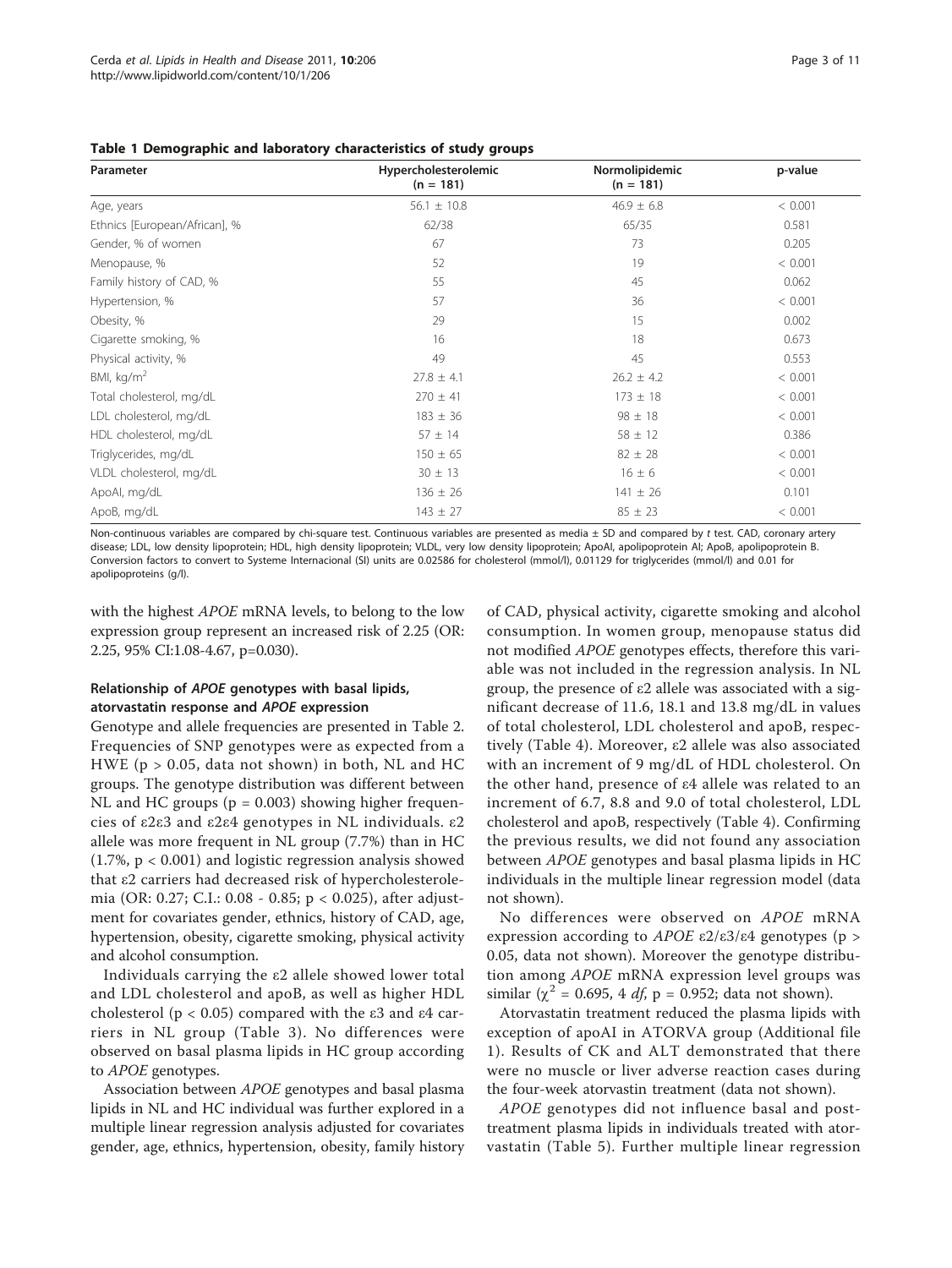**Table 1 Demographic and laboratory characteristics of study groups**

| Parameter | Hypercholesterolemic (n = 181) | Normolipidemic (n = 181) | p-value |
|---|---|---|---|
| Age, years | 56.1 ± 10.8 | 46.9 ± 6.8 | < 0.001 |
| Ethnics [European/African], % | 62/38 | 65/35 | 0.581 |
| Gender, % of women | 67 | 73 | 0.205 |
| Menopause, % | 52 | 19 | < 0.001 |
| Family history of CAD, % | 55 | 45 | 0.062 |
| Hypertension, % | 57 | 36 | < 0.001 |
| Obesity, % | 29 | 15 | 0.002 |
| Cigarette smoking, % | 16 | 18 | 0.673 |
| Physical activity, % | 49 | 45 | 0.553 |
| BMI, kg/m$^2$ | 27.8 ± 4.1 | 26.2 ± 4.2 | < 0.001 |
| Total cholesterol, mg/dL | 270 ± 41 | 173 ± 18 | < 0.001 |
| LDL cholesterol, mg/dL | 183 ± 36 | 98 ± 18 | < 0.001 |
| HDL cholesterol, mg/dL | 57 ± 14 | 58 ± 12 | 0.386 |
| Triglycerides, mg/dL | 150 ± 65 | 82 ± 28 | < 0.001 |
| VLDL cholesterol, mg/dL | 30 ± 13 | 16 ± 6 | < 0.001 |
| ApoAI, mg/dL | 136 ± 26 | 141 ± 26 | 0.101 |
| ApoB, mg/dL | 143 ± 27 | 85 ± 23 | < 0.001 |

Non-continuous variables are compared by chi-square test. Continuous variables are presented as media ± SD and compared by *t* test. CAD, coronary artery disease; LDL, low density lipoprotein; HDL, high density lipoprotein; VLDL, very low density lipoprotein; ApoAI, apolipoprotein AI; ApoB, apolipoprotein B. Conversion factors to convert to Systeme Internacional (SI) units are 0.02586 for cholesterol (mmol/l), 0.01129 for triglycerides (mmol/l) and 0.01 for apolipoproteins (g/l).

with the highest *APOE* mRNA levels, to belong to the low expression group represent an increased risk of 2.25 (OR: 2.25, 95% CI:1.08-4.67, p=0.030).

### Relationship of *APOE* genotypes with basal lipids, atorvastatin response and *APOE* expression

Genotype and allele frequencies are presented in Table 2. Frequencies of SNP genotypes were as expected from a HWE ($p > 0.05$, data not shown) in both, NL and HC groups. The genotype distribution was different between NL and HC groups ($p = 0.003$) showing higher frequencies of ε2ε3 and ε2ε4 genotypes in NL individuals. ε2 allele was more frequent in NL group (7.7%) than in HC (1.7%, $p < 0.001$) and logistic regression analysis showed that ε2 carriers had decreased risk of hypercholesterolemia (OR: 0.27; C.I.: 0.08 - 0.85; $p < 0.025$), after adjustment for covariates gender, ethnics, history of CAD, age, hypertension, obesity, cigarette smoking, physical activity and alcohol consumption.

Individuals carrying the ε2 allele showed lower total and LDL cholesterol and apoB, as well as higher HDL cholesterol ($p < 0.05$) compared with the ε3 and ε4 carriers in NL group (Table 3). No differences were observed on basal plasma lipids in HC group according to *APOE* genotypes.

Association between *APOE* genotypes and basal plasma lipids in NL and HC individual was further explored in a multiple linear regression analysis adjusted for covariates gender, age, ethnics, hypertension, obesity, family history of CAD, physical activity, cigarette smoking and alcohol consumption. In women group, menopause status did not modified *APOE* genotypes effects, therefore this variable was not included in the regression analysis. In NL group, the presence of ε2 allele was associated with a significant decrease of 11.6, 18.1 and 13.8 mg/dL in values of total cholesterol, LDL cholesterol and apoB, respectively (Table 4). Moreover, ε2 allele was also associated with an increment of 9 mg/dL of HDL cholesterol. On the other hand, presence of ε4 allele was related to an increment of 6.7, 8.8 and 9.0 of total cholesterol, LDL cholesterol and apoB, respectively (Table 4). Confirming the previous results, we did not found any association between *APOE* genotypes and basal plasma lipids in HC individuals in the multiple linear regression model (data not shown).

No differences were observed on *APOE* mRNA expression according to *APOE* ε2/ε3/ε4 genotypes ($p > 0.05$, data not shown). Moreover the genotype distribution among *APOE* mRNA expression level groups was similar ($\chi^2 = 0.695$, 4 *df*, $p = 0.952$; data not shown).

Atorvastatin treatment reduced the plasma lipids with exception of apoAI in ATORVA group (Additional file 1). Results of CK and ALT demonstrated that there were no muscle or liver adverse reaction cases during the four-week atorvastin treatment (data not shown).

*APOE* genotypes did not influence basal and post-treatment plasma lipids in individuals treated with atorvastatin (Table 5). Further multiple linear regression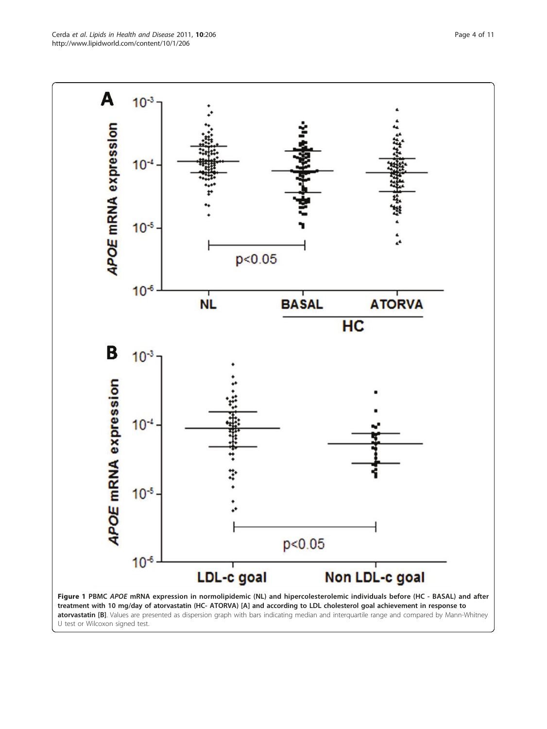**Figure 1 PBMC *APOE* mRNA expression in normolipidemic (NL) and hipercolesterolemic individuals before (HC - BASAL) and after treatment with 10 mg/day of atorvastatin (HC- ATORVA) [A] and according to LDL cholesterol goal achievement in response to atorvastatin [B]**. Values are presented as dispersion graph with bars indicating median and interquartile range and compared by Mann-Whitney U test or Wilcoxon signed test.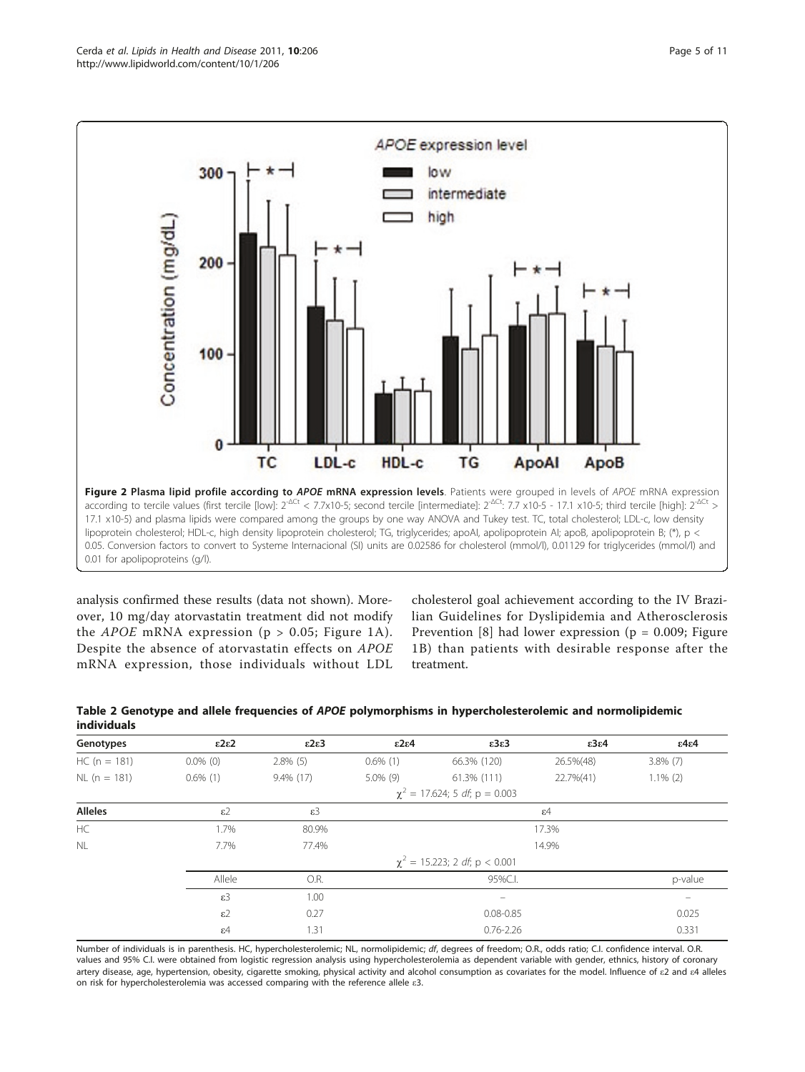**Figure 2 Plasma lipid profile according to *APOE* mRNA expression levels**. Patients were grouped in levels of *APOE* mRNA expression according to tercile values (first tercile [low]: $2^{-\Delta Ct}$ < 7.7x10-5; second tercile [intermediate]: $2^{-\Delta Ct}$: 7.7 x10-5 - 17.1 x10-5; third tercile [high]: $2^{-\Delta Ct}$ > 17.1 x10-5) and plasma lipids were compared among the groups by one way ANOVA and Tukey test. TC, total cholesterol; LDL-c, low density lipoprotein cholesterol; HDL-c, high density lipoprotein cholesterol; TG, triglycerides; apoAI, apolipoprotein AI; apoB, apolipoprotein B; (*), $p < 0.05$. Conversion factors to convert to Systeme Internacional (SI) units are 0.02586 for cholesterol (mmol/l), 0.01129 for triglycerides (mmol/l) and 0.01 for apolipoproteins (g/l).

analysis confirmed these results (data not shown). Moreover, 10 mg/day atorvastatin treatment did not modify the *APOE* mRNA expression ($p > 0.05$; Figure 1A). Despite the absence of atorvastatin effects on *APOE* mRNA expression, those individuals without LDL cholesterol goal achievement according to the IV Brazilian Guidelines for Dyslipidemia and Atherosclerosis Prevention [8] had lower expression ($p = 0.009$; Figure 1B) than patients with desirable response after the treatment.

**Table 2 Genotype and allele frequencies of *APOE* polymorphisms in hypercholesterolemic and normolipidemic individuals**

| Genotypes | ε2ε2 | ε2ε3 | ε2ε4 | ε3ε3 | ε3ε4 | ε4ε4 |
|---|---|---|---|---|---|---|
| HC (n = 181) | 0.0% (0) | 2.8% (5) | 0.6% (1) | 66.3% (120) | 26.5%(48) | 3.8% (7) |
| NL (n = 181) | 0.6% (1) | 9.4% (17) | 5.0% (9) | 61.3% (111) | 22.7%(41) | 1.1% (2) |
| | | | | $\chi^2$ = 17.624; 5 *df*; p = 0.003 | | |
| **Alleles** | ε2 | ε3 | | ε4 | | |
| HC | 1.7% | 80.9% | | 17.3% | | |
| NL | 7.7% | 77.4% | | 14.9% | | |
| | | | | $\chi^2$ = 15.223; 2 *df*; p < 0.001 | | |
| | Allele | O.R. | | 95%C.I. | | p-value |
| | ε3 | 1.00 | | – | | – |
| | ε2 | 0.27 | | 0.08-0.85 | | 0.025 |
| | ε4 | 1.31 | | 0.76-2.26 | | 0.331 |

Number of individuals is in parenthesis. HC, hypercholesterolemic; NL, normolipidemic; *df*, degrees of freedom; O.R., odds ratio; C.I. confidence interval. O.R. values and 95% C.I. were obtained from logistic regression analysis using hypercholesterolemia as dependent variable with gender, ethnics, history of coronary artery disease, age, hypertension, obesity, cigarette smoking, physical activity and alcohol consumption as covariates for the model. Influence of ε2 and ε4 alleles on risk for hypercholesterolemia was accessed comparing with the reference allele ε3.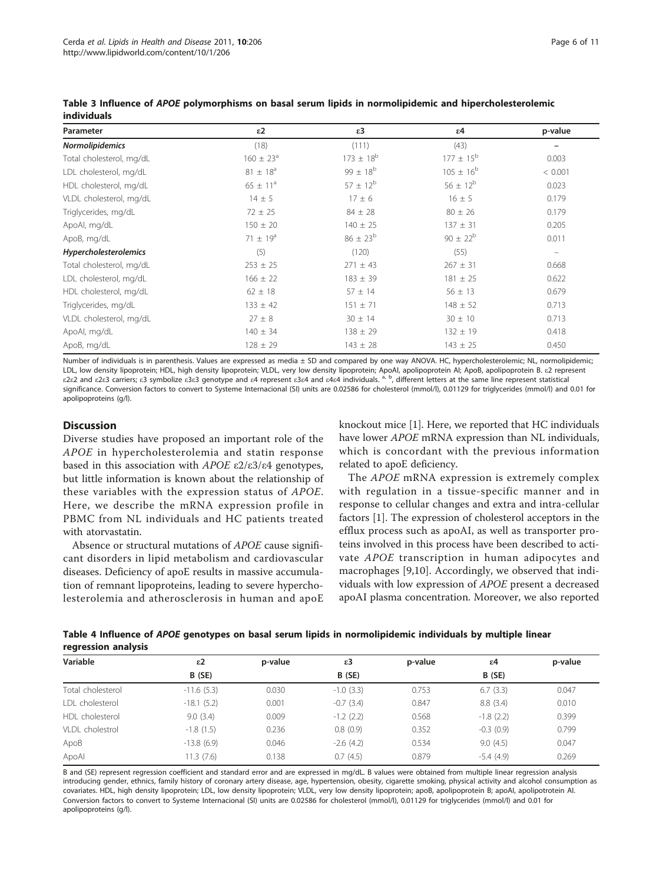**Table 3 Influence of *APOE* polymorphisms on basal serum lipids in normolipidemic and hipercholesterolemic individuals**

| Parameter | ε2 | ε3 | ε4 | p-value |
|---|---|---|---|---|
| ***Normolipidemics*** | (18) | (111) | (43) | – |
| Total cholesterol, mg/dL | 160 ± 23[a] | 173 ± 18[b] | 177 ± 15[b] | 0.003 |
| LDL cholesterol, mg/dL | 81 ± 18[a] | 99 ± 18[b] | 105 ± 16[b] | < 0.001 |
| HDL cholesterol, mg/dL | 65 ± 11[a] | 57 ± 12[b] | 56 ± 12[b] | 0.023 |
| VLDL cholesterol, mg/dL | 14 ± 5 | 17 ± 6 | 16 ± 5 | 0.179 |
| Triglycerides, mg/dL | 72 ± 25 | 84 ± 28 | 80 ± 26 | 0.179 |
| ApoAI, mg/dL | 150 ± 20 | 140 ± 25 | 137 ± 31 | 0.205 |
| ApoB, mg/dL | 71 ± 19[a] | 86 ± 23[b] | 90 ± 22[b] | 0.011 |
| ***Hypercholesterolemics*** | (5) | (120) | (55) | – |
| Total cholesterol, mg/dL | 253 ± 25 | 271 ± 43 | 267 ± 31 | 0.668 |
| LDL cholesterol, mg/dL | 166 ± 22 | 183 ± 39 | 181 ± 25 | 0.622 |
| HDL cholesterol, mg/dL | 62 ± 18 | 57 ± 14 | 56 ± 13 | 0.679 |
| Triglycerides, mg/dL | 133 ± 42 | 151 ± 71 | 148 ± 52 | 0.713 |
| VLDL cholesterol, mg/dL | 27 ± 8 | 30 ± 14 | 30 ± 10 | 0.713 |
| ApoAI, mg/dL | 140 ± 34 | 138 ± 29 | 132 ± 19 | 0.418 |
| ApoB, mg/dL | 128 ± 29 | 143 ± 28 | 143 ± 25 | 0.450 |

Number of individuals is in parenthesis. Values are expressed as media ± SD and compared by one way ANOVA. HC, hypercholesterolemic; NL, normolipidemic; LDL, low density lipoprotein; HDL, high density lipoprotein; VLDL, very low density lipoprotein; ApoAI, apolipoprotein AI; ApoB, apolipoprotein B. ε2 represent ε2ε2 and ε2ε3 carriers; ε3 symbolize ε3ε3 genotype and ε4 represent ε3ε4 and ε4ε4 individuals. [a, b], different letters at the same line represent statistical significance. Conversion factors to convert to Systeme Internacional (SI) units are 0.02586 for cholesterol (mmol/l), 0.01129 for triglycerides (mmol/l) and 0.01 for apolipoproteins (g/l).

## Discussion

Diverse studies have proposed an important role of the *APOE* in hypercholesterolemia and statin response based in this association with *APOE* ε2/ε3/ε4 genotypes, but little information is known about the relationship of these variables with the expression status of *APOE*. Here, we describe the mRNA expression profile in PBMC from NL individuals and HC patients treated with atorvastatin.

Absence or structural mutations of *APOE* cause significant disorders in lipid metabolism and cardiovascular diseases. Deficiency of apoE results in massive accumulation of remnant lipoproteins, leading to severe hypercholesterolemia and atherosclerosis in human and apoE knockout mice [1]. Here, we reported that HC individuals have lower *APOE* mRNA expression than NL individuals, which is concordant with the previous information related to apoE deficiency.

The *APOE* mRNA expression is extremely complex with regulation in a tissue-specific manner and in response to cellular changes and extra and intra-cellular factors [1]. The expression of cholesterol acceptors in the efflux process such as apoAI, as well as transporter proteins involved in this process have been described to activate *APOE* transcription in human adipocytes and macrophages [9,10]. Accordingly, we observed that individuals with low expression of *APOE* present a decreased apoAI plasma concentration. Moreover, we also reported

**Table 4 Influence of *APOE* genotypes on basal serum lipids in normolipidemic individuals by multiple linear regression analysis**

| Variable | ε2 B (SE) | p-value | ε3 B (SE) | p-value | ε4 B (SE) | p-value |
|---|---|---|---|---|---|---|
| Total cholesterol | -11.6 (5.3) | 0.030 | -1.0 (3.3) | 0.753 | 6.7 (3.3) | 0.047 |
| LDL cholesterol | -18.1 (5.2) | 0.001 | -0.7 (3.4) | 0.847 | 8.8 (3.4) | 0.010 |
| HDL cholesterol | 9.0 (3.4) | 0.009 | -1.2 (2.2) | 0.568 | -1.8 (2.2) | 0.399 |
| VLDL cholestrol | -1.8 (1.5) | 0.236 | 0.8 (0.9) | 0.352 | -0.3 (0.9) | 0.799 |
| ApoB | -13.8 (6.9) | 0.046 | -2.6 (4.2) | 0.534 | 9.0 (4.5) | 0.047 |
| ApoAI | 11.3 (7.6) | 0.138 | 0.7 (4.5) | 0.879 | -5.4 (4.9) | 0.269 |

B and (SE) represent regression coefficient and standard error and are expressed in mg/dL. B values were obtained from multiple linear regression analysis introducing gender, ethnics, family history of coronary artery disease, age, hypertension, obesity, cigarette smoking, physical activity and alcohol consumption as covariates. HDL, high density lipoprotein; LDL, low density lipoprotein; VLDL, very low density lipoprotein; apoB, apolipoprotein B; apoAI, apolipotrotein AI. Conversion factors to convert to Systeme Internacional (SI) units are 0.02586 for cholesterol (mmol/l), 0.01129 for triglycerides (mmol/l) and 0.01 for apolipoproteins (g/l).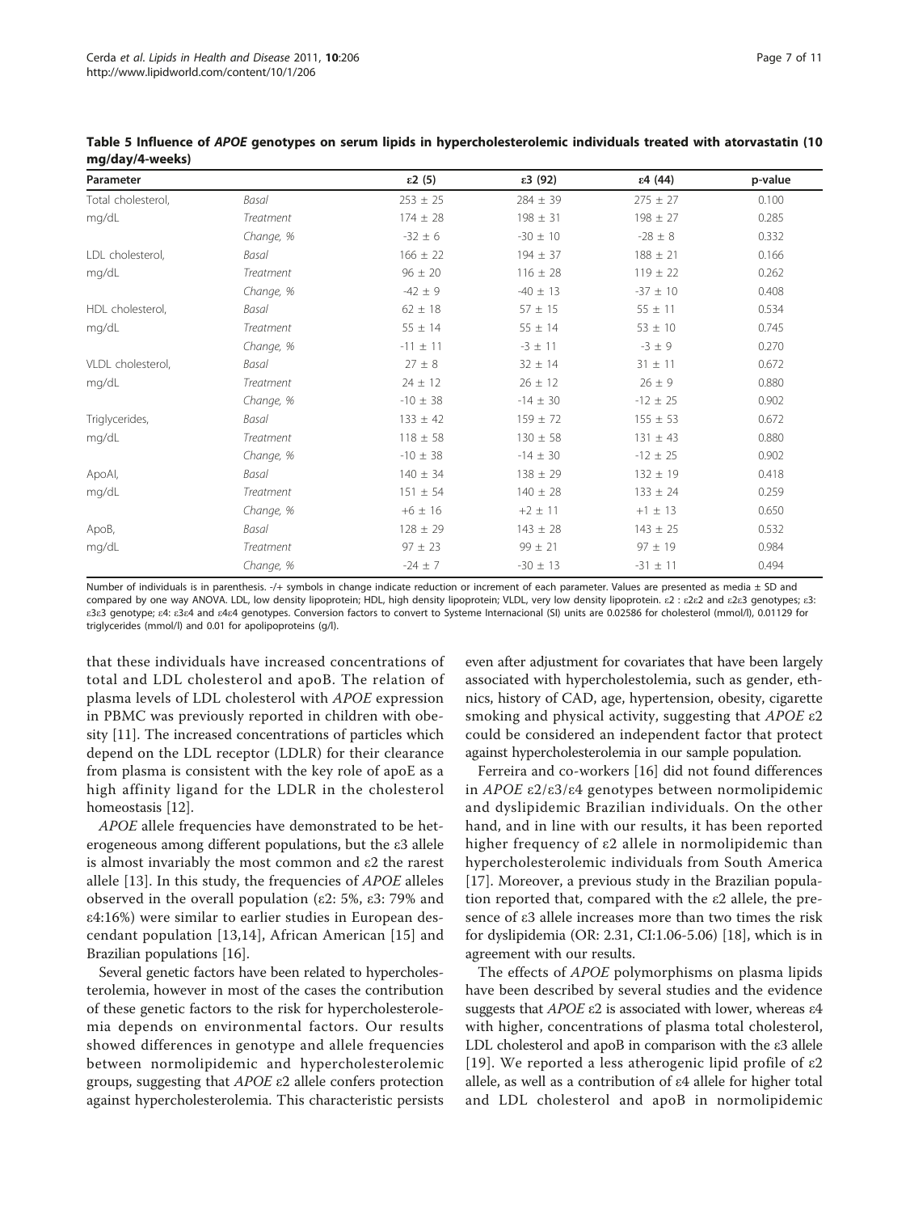**Table 5 Influence of *APOE* genotypes on serum lipids in hypercholesterolemic individuals treated with atorvastatin (10 mg/day/4-weeks)**

| Parameter | | ε2 (5) | ε3 (92) | ε4 (44) | p-value |
|---|---|---|---|---|---|
| Total cholesterol, | *Basal* | 253 ± 25 | 284 ± 39 | 275 ± 27 | 0.100 |
| mg/dL | *Treatment* | 174 ± 28 | 198 ± 31 | 198 ± 27 | 0.285 |
| | *Change, %* | -32 ± 6 | -30 ± 10 | -28 ± 8 | 0.332 |
| LDL cholesterol, | *Basal* | 166 ± 22 | 194 ± 37 | 188 ± 21 | 0.166 |
| mg/dL | *Treatment* | 96 ± 20 | 116 ± 28 | 119 ± 22 | 0.262 |
| | *Change, %* | -42 ± 9 | -40 ± 13 | -37 ± 10 | 0.408 |
| HDL cholesterol, | *Basal* | 62 ± 18 | 57 ± 15 | 55 ± 11 | 0.534 |
| mg/dL | *Treatment* | 55 ± 14 | 55 ± 14 | 53 ± 10 | 0.745 |
| | *Change, %* | -11 ± 11 | -3 ± 11 | -3 ± 9 | 0.270 |
| VLDL cholesterol, | *Basal* | 27 ± 8 | 32 ± 14 | 31 ± 11 | 0.672 |
| mg/dL | *Treatment* | 24 ± 12 | 26 ± 12 | 26 ± 9 | 0.880 |
| | *Change, %* | -10 ± 38 | -14 ± 30 | -12 ± 25 | 0.902 |
| Triglycerides, | *Basal* | 133 ± 42 | 159 ± 72 | 155 ± 53 | 0.672 |
| mg/dL | *Treatment* | 118 ± 58 | 130 ± 58 | 131 ± 43 | 0.880 |
| | *Change, %* | -10 ± 38 | -14 ± 30 | -12 ± 25 | 0.902 |
| ApoAI, | *Basal* | 140 ± 34 | 138 ± 29 | 132 ± 19 | 0.418 |
| mg/dL | *Treatment* | 151 ± 54 | 140 ± 28 | 133 ± 24 | 0.259 |
| | *Change, %* | +6 ± 16 | +2 ± 11 | +1 ± 13 | 0.650 |
| ApoB, | *Basal* | 128 ± 29 | 143 ± 28 | 143 ± 25 | 0.532 |
| mg/dL | *Treatment* | 97 ± 23 | 99 ± 21 | 97 ± 19 | 0.984 |
| | *Change, %* | -24 ± 7 | -30 ± 13 | -31 ± 11 | 0.494 |

Number of individuals is in parenthesis. -/+ symbols in change indicate reduction or increment of each parameter. Values are presented as media ± SD and compared by one way ANOVA. LDL, low density lipoprotein; HDL, high density lipoprotein; VLDL, very low density lipoprotein. ε2 : ε2ε2 and ε2ε3 genotypes; ε3: ε3ε3 genotype; ε4: ε3ε4 and ε4ε4 genotypes. Conversion factors to convert to Systeme Internacional (SI) units are 0.02586 for cholesterol (mmol/l), 0.01129 for triglycerides (mmol/l) and 0.01 for apolipoproteins (g/l).

that these individuals have increased concentrations of total and LDL cholesterol and apoB. The relation of plasma levels of LDL cholesterol with *APOE* expression in PBMC was previously reported in children with obesity [11]. The increased concentrations of particles which depend on the LDL receptor (LDLR) for their clearance from plasma is consistent with the key role of apoE as a high affinity ligand for the LDLR in the cholesterol homeostasis [12].

*APOE* allele frequencies have demonstrated to be heterogeneous among different populations, but the ε3 allele is almost invariably the most common and ε2 the rarest allele [13]. In this study, the frequencies of *APOE* alleles observed in the overall population (ε2: 5%, ε3: 79% and ε4:16%) were similar to earlier studies in European descendant population [13,14], African American [15] and Brazilian populations [16].

Several genetic factors have been related to hypercholesterolemia, however in most of the cases the contribution of these genetic factors to the risk for hypercholesterolemia depends on environmental factors. Our results showed differences in genotype and allele frequencies between normolipidemic and hypercholesterolemic groups, suggesting that *APOE* ε2 allele confers protection against hypercholesterolemia. This characteristic persists even after adjustment for covariates that have been largely associated with hypercholestolemia, such as gender, ethnics, history of CAD, age, hypertension, obesity, cigarette smoking and physical activity, suggesting that *APOE* ε2 could be considered an independent factor that protect against hypercholesterolemia in our sample population.

Ferreira and co-workers [16] did not found differences in *APOE* ε2/ε3/ε4 genotypes between normolipidemic and dyslipidemic Brazilian individuals. On the other hand, and in line with our results, it has been reported higher frequency of ε2 allele in normolipidemic than hypercholesterolemic individuals from South America [17]. Moreover, a previous study in the Brazilian population reported that, compared with the ε2 allele, the presence of ε3 allele increases more than two times the risk for dyslipidemia (OR: 2.31, CI:1.06-5.06) [18], which is in agreement with our results.

The effects of *APOE* polymorphisms on plasma lipids have been described by several studies and the evidence suggests that *APOE* ε2 is associated with lower, whereas ε4 with higher, concentrations of plasma total cholesterol, LDL cholesterol and apoB in comparison with the ε3 allele [19]. We reported a less atherogenic lipid profile of ε2 allele, as well as a contribution of ε4 allele for higher total and LDL cholesterol and apoB in normolipidemic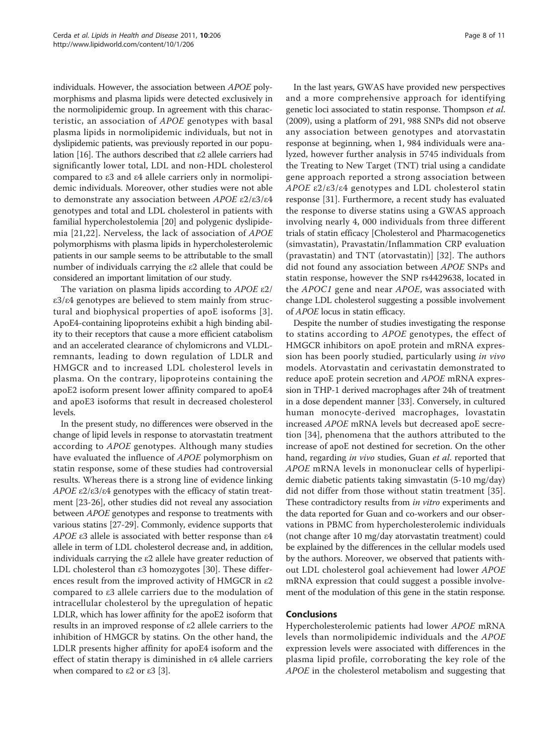individuals. However, the association between *APOE* polymorphisms and plasma lipids were detected exclusively in the normolipidemic group. In agreement with this characteristic, an association of *APOE* genotypes with basal plasma lipids in normolipidemic individuals, but not in dyslipidemic patients, was previously reported in our population [16]. The authors described that ε2 allele carriers had significantly lower total, LDL and non-HDL cholesterol compared to ε3 and ε4 allele carriers only in normolipidemic individuals. Moreover, other studies were not able to demonstrate any association between *APOE* ε2/ε3/ε4 genotypes and total and LDL cholesterol in patients with familial hypercholestolemia [20] and polygenic dyslipidemia [21,22]. Nerveless, the lack of association of *APOE* polymorphisms with plasma lipids in hypercholesterolemic patients in our sample seems to be attributable to the small number of individuals carrying the ε2 allele that could be considered an important limitation of our study.

The variation on plasma lipids according to *APOE* ε2/ε3/ε4 genotypes are believed to stem mainly from structural and biophysical properties of apoE isoforms [3]. ApoE4-containing lipoproteins exhibit a high binding ability to their receptors that cause a more efficient catabolism and an accelerated clearance of chylomicrons and VLDL-remnants, leading to down regulation of LDLR and HMGCR and to increased LDL cholesterol levels in plasma. On the contrary, lipoproteins containing the apoE2 isoform present lower affinity compared to apoE4 and apoE3 isoforms that result in decreased cholesterol levels.

In the present study, no differences were observed in the change of lipid levels in response to atorvastatin treatment according to *APOE* genotypes. Although many studies have evaluated the influence of *APOE* polymorphism on statin response, some of these studies had controversial results. Whereas there is a strong line of evidence linking *APOE* ε2/ε3/ε4 genotypes with the efficacy of statin treatment [23-26], other studies did not reveal any association between *APOE* genotypes and response to treatments with various statins [27-29]. Commonly, evidence supports that *APOE* ε3 allele is associated with better response than ε4 allele in term of LDL cholesterol decrease and, in addition, individuals carrying the ε2 allele have greater reduction of LDL cholesterol than ε3 homozygotes [30]. These differences result from the improved activity of HMGCR in ε2 compared to ε3 allele carriers due to the modulation of intracellular cholesterol by the upregulation of hepatic LDLR, which has lower affinity for the apoE2 isoform that results in an improved response of ε2 allele carriers to the inhibition of HMGCR by statins. On the other hand, the LDLR presents higher affinity for apoE4 isoform and the effect of statin therapy is diminished in ε4 allele carriers when compared to ε2 or ε3 [3].

In the last years, GWAS have provided new perspectives and a more comprehensive approach for identifying genetic loci associated to statin response. Thompson *et al*. (2009), using a platform of 291, 988 SNPs did not observe any association between genotypes and atorvastatin response at beginning, when 1, 984 individuals were analyzed, however further analysis in 5745 individuals from the Treating to New Target (TNT) trial using a candidate gene approach reported a strong association between *APOE* ε2/ε3/ε4 genotypes and LDL cholesterol statin response [31]. Furthermore, a recent study has evaluated the response to diverse statins using a GWAS approach involving nearly 4, 000 individuals from three different trials of statin efficacy [Cholesterol and Pharmacogenetics (simvastatin), Pravastatin/Inflammation CRP evaluation (pravastatin) and TNT (atorvastatin)] [32]. The authors did not found any association between *APOE* SNPs and statin response, however the SNP rs4429638, located in the *APOC1* gene and near *APOE*, was associated with change LDL cholesterol suggesting a possible involvement of *APOE* locus in statin efficacy.

Despite the number of studies investigating the response to statins according to *APOE* genotypes, the effect of HMGCR inhibitors on apoE protein and mRNA expression has been poorly studied, particularly using *in vivo* models. Atorvastatin and cerivastatin demonstrated to reduce apoE protein secretion and *APOE* mRNA expression in THP-1 derived macrophages after 24h of treatment in a dose dependent manner [33]. Conversely, in cultured human monocyte-derived macrophages, lovastatin increased *APOE* mRNA levels but decreased apoE secretion [34], phenomena that the authors attributed to the increase of apoE not destined for secretion. On the other hand, regarding *in vivo* studies, Guan *et al*. reported that *APOE* mRNA levels in mononuclear cells of hyperlipidemic diabetic patients taking simvastatin (5-10 mg/day) did not differ from those without statin treatment [35]. These contradictory results from *in vitro* experiments and the data reported for Guan and co-workers and our observations in PBMC from hypercholesterolemic individuals (not change after 10 mg/day atorvastatin treatment) could be explained by the differences in the cellular models used by the authors. Moreover, we observed that patients without LDL cholesterol goal achievement had lower *APOE* mRNA expression that could suggest a possible involvement of the modulation of this gene in the statin response.

## Conclusions

Hypercholesterolemic patients had lower *APOE* mRNA levels than normolipidemic individuals and the *APOE* expression levels were associated with differences in the plasma lipid profile, corroborating the key role of the *APOE* in the cholesterol metabolism and suggesting that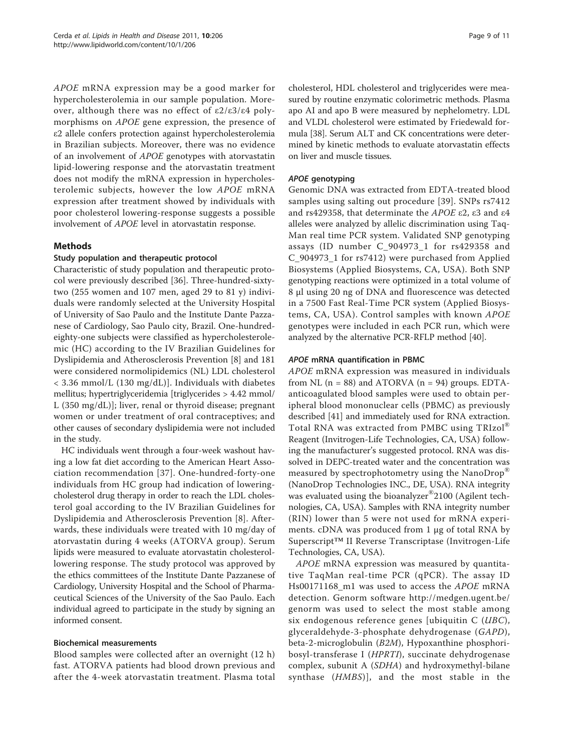*APOE* mRNA expression may be a good marker for hypercholesterolemia in our sample population. Moreover, although there was no effect of ε2/ε3/ε4 polymorphisms on *APOE* gene expression, the presence of ε2 allele confers protection against hypercholesterolemia in Brazilian subjects. Moreover, there was no evidence of an involvement of *APOE* genotypes with atorvastatin lipid-lowering response and the atorvastatin treatment does not modify the mRNA expression in hypercholesterolemic subjects, however the low *APOE* mRNA expression after treatment showed by individuals with poor cholesterol lowering-response suggests a possible involvement of *APOE* level in atorvastatin response.

## Methods

### Study population and therapeutic protocol

Characteristic of study population and therapeutic protocol were previously described [36]. Three-hundred-sixty-two (255 women and 107 men, aged 29 to 81 y) individuals were randomly selected at the University Hospital of University of Sao Paulo and the Institute Dante Pazzanese of Cardiology, Sao Paulo city, Brazil. One-hundred-eighty-one subjects were classified as hypercholesterolemic (HC) according to the IV Brazilian Guidelines for Dyslipidemia and Atherosclerosis Prevention [8] and 181 were considered normolipidemics (NL) LDL cholesterol < 3.36 mmol/L (130 mg/dL)]. Individuals with diabetes mellitus; hypertriglyceridemia [triglycerides > 4.42 mmol/L (350 mg/dL)]; liver, renal or thyroid disease; pregnant women or under treatment of oral contraceptives; and other causes of secondary dyslipidemia were not included in the study.

HC individuals went through a four-week washout having a low fat diet according to the American Heart Association recommendation [37]. One-hundred-forty-one individuals from HC group had indication of lowering-cholesterol drug therapy in order to reach the LDL cholesterol goal according to the IV Brazilian Guidelines for Dyslipidemia and Atherosclerosis Prevention [8]. Afterwards, these individuals were treated with 10 mg/day of atorvastatin during 4 weeks (ATORVA group). Serum lipids were measured to evaluate atorvastatin cholesterol-lowering response. The study protocol was approved by the ethics committees of the Institute Dante Pazzanese of Cardiology, University Hospital and the School of Pharmaceutical Sciences of the University of the Sao Paulo. Each individual agreed to participate in the study by signing an informed consent.

### Biochemical measurements

Blood samples were collected after an overnight (12 h) fast. ATORVA patients had blood drown previous and after the 4-week atorvastatin treatment. Plasma total cholesterol, HDL cholesterol and triglycerides were measured by routine enzymatic colorimetric methods. Plasma apo AI and apo B were measured by nephelometry. LDL and VLDL cholesterol were estimated by Friedewald formula [38]. Serum ALT and CK concentrations were determined by kinetic methods to evaluate atorvastatin effects on liver and muscle tissues.

### *APOE* genotyping

Genomic DNA was extracted from EDTA-treated blood samples using salting out procedure [39]. SNPs rs7412 and rs429358, that determine the *APOE* ε2, ε3 and ε4 alleles were analyzed by allelic discrimination using TaqMan real time PCR system. Validated SNP genotyping assays (ID number C_904973_1 for rs429358 and C_904973_1 for rs7412) were purchased from Applied Biosystems (Applied Biosystems, CA, USA). Both SNP genotyping reactions were optimized in a total volume of 8 μl using 20 ng of DNA and fluorescence was detected in a 7500 Fast Real-Time PCR system (Applied Biosystems, CA, USA). Control samples with known *APOE* genotypes were included in each PCR run, which were analyzed by the alternative PCR-RFLP method [40].

### *APOE* mRNA quantification in PBMC

*APOE* mRNA expression was measured in individuals from NL (n = 88) and ATORVA (n = 94) groups. EDTA-anticoagulated blood samples were used to obtain peripheral blood mononuclear cells (PBMC) as previously described [41] and immediately used for RNA extraction. Total RNA was extracted from PMBC using TRIzol® Reagent (Invitrogen-Life Technologies, CA, USA) following the manufacturer's suggested protocol. RNA was dissolved in DEPC-treated water and the concentration was measured by spectrophotometry using the NanoDrop® (NanoDrop Technologies INC., DE, USA). RNA integrity was evaluated using the bioanalyzer®2100 (Agilent technologies, CA, USA). Samples with RNA integrity number (RIN) lower than 5 were not used for mRNA experiments. cDNA was produced from 1 μg of total RNA by Superscript™ II Reverse Transcriptase (Invitrogen-Life Technologies, CA, USA).

*APOE* mRNA expression was measured by quantitative TaqMan real-time PCR (qPCR). The assay ID Hs00171168_m1 was used to access the *APOE* mRNA detection. Genorm software http://medgen.ugent.be/genorm was used to select the most stable among six endogenous reference genes [ubiquitin C (*UBC*), glyceraldehyde-3-phosphate dehydrogenase (*GAPD*), beta-2-microglobulin (*B2M*), Hypoxanthine phosphoribosyl-transferase I (*HPRTI*), succinate dehydrogenase complex, subunit A (*SDHA*) and hydroxymethyl-bilane synthase (*HMBS*)], and the most stable in the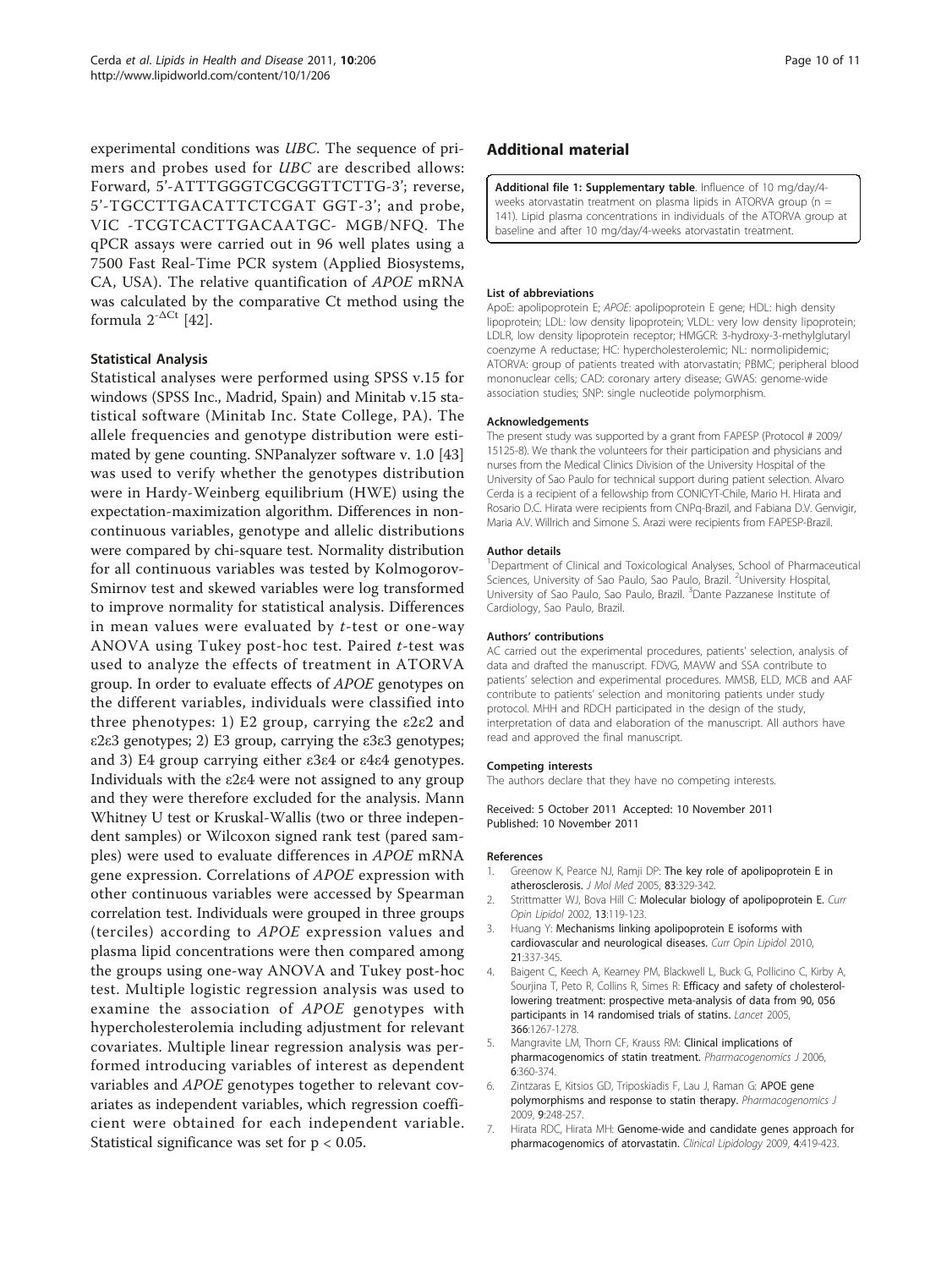experimental conditions was *UBC*. The sequence of primers and probes used for *UBC* are described allows: Forward, 5'-ATTTGGGTCGCGGTTCTTG-3'; reverse, 5'-TGCCTTGACATTCTCGAT GGT-3'; and probe, VIC -TCGTCACTTGACAATGC- MGB/NFQ. The qPCR assays were carried out in 96 well plates using a 7500 Fast Real-Time PCR system (Applied Biosystems, CA, USA). The relative quantification of *APOE* mRNA was calculated by the comparative Ct method using the formula $2^{-\Delta Ct}$ [42].

### Statistical Analysis

Statistical analyses were performed using SPSS v.15 for windows (SPSS Inc., Madrid, Spain) and Minitab v.15 statistical software (Minitab Inc. State College, PA). The allele frequencies and genotype distribution were estimated by gene counting. SNPanalyzer software v. 1.0 [43] was used to verify whether the genotypes distribution were in Hardy-Weinberg equilibrium (HWE) using the expectation-maximization algorithm. Differences in noncontinuous variables, genotype and allelic distributions were compared by chi-square test. Normality distribution for all continuous variables was tested by Kolmogorov-Smirnov test and skewed variables were log transformed to improve normality for statistical analysis. Differences in mean values were evaluated by *t*-test or one-way ANOVA using Tukey post-hoc test. Paired *t*-test was used to analyze the effects of treatment in ATORVA group. In order to evaluate effects of *APOE* genotypes on the different variables, individuals were classified into three phenotypes: 1) E2 group, carrying the ε2ε2 and ε2ε3 genotypes; 2) E3 group, carrying the ε3ε3 genotypes; and 3) E4 group carrying either ε3ε4 or ε4ε4 genotypes. Individuals with the ε2ε4 were not assigned to any group and they were therefore excluded for the analysis. Mann Whitney U test or Kruskal-Wallis (two or three independent samples) or Wilcoxon signed rank test (pared samples) were used to evaluate differences in *APOE* mRNA gene expression. Correlations of *APOE* expression with other continuous variables were accessed by Spearman correlation test. Individuals were grouped in three groups (terciles) according to *APOE* expression values and plasma lipid concentrations were then compared among the groups using one-way ANOVA and Tukey post-hoc test. Multiple logistic regression analysis was used to examine the association of *APOE* genotypes with hypercholesterolemia including adjustment for relevant covariates. Multiple linear regression analysis was performed introducing variables of interest as dependent variables and *APOE* genotypes together to relevant covariates as independent variables, which regression coefficient were obtained for each independent variable. Statistical significance was set for $p < 0.05$.

## Additional material

**Additional file 1: Supplementary table**. Influence of 10 mg/day/4-weeks atorvastatin treatment on plasma lipids in ATORVA group (n = 141). Lipid plasma concentrations in individuals of the ATORVA group at baseline and after 10 mg/day/4-weeks atorvastatin treatment.

#### List of abbreviations

ApoE: apolipoprotein E; *APOE*: apolipoprotein E gene; HDL: high density lipoprotein; LDL: low density lipoprotein; VLDL: very low density lipoprotein; LDLR, low density lipoprotein receptor; HMGCR: 3-hydroxy-3-methylglutaryl coenzyme A reductase; HC: hypercholesterolemic; NL: normolipidemic; ATORVA: group of patients treated with atorvastatin; PBMC; peripheral blood mononuclear cells; CAD: coronary artery disease; GWAS: genome-wide association studies; SNP: single nucleotide polymorphism.

#### Acknowledgements

The present study was supported by a grant from FAPESP (Protocol # 2009/15125-8). We thank the volunteers for their participation and physicians and nurses from the Medical Clinics Division of the University Hospital of the University of Sao Paulo for technical support during patient selection. Alvaro Cerda is a recipient of a fellowship from CONICYT-Chile, Mario H. Hirata and Rosario D.C. Hirata were recipients from CNPq-Brazil, and Fabiana D.V. Genvigir, Maria A.V. Willrich and Simone S. Arazi were recipients from FAPESP-Brazil.

#### Author details

[1]Department of Clinical and Toxicological Analyses, School of Pharmaceutical Sciences, University of Sao Paulo, Sao Paulo, Brazil. [2]University Hospital, University of Sao Paulo, Sao Paulo, Brazil. [3]Dante Pazzanese Institute of Cardiology, Sao Paulo, Brazil.

#### Authors' contributions

AC carried out the experimental procedures, patients' selection, analysis of data and drafted the manuscript. FDVG, MAVW and SSA contribute to patients' selection and experimental procedures. MMSB, ELD, MCB and AAF contribute to patients' selection and monitoring patients under study protocol. MHH and RDCH participated in the design of the study, interpretation of data and elaboration of the manuscript. All authors have read and approved the final manuscript.

#### Competing interests

The authors declare that they have no competing interests.

Received: 5 October 2011 Accepted: 10 November 2011
Published: 10 November 2011

#### References

1. Greenow K, Pearce NJ, Ramji DP: **The key role of apolipoprotein E in atherosclerosis.** *J Mol Med* 2005, **83**:329-342.
2. Strittmatter WJ, Bova Hill C: **Molecular biology of apolipoprotein E.** *Curr Opin Lipidol* 2002, **13**:119-123.
3. Huang Y: **Mechanisms linking apolipoprotein E isoforms with cardiovascular and neurological diseases.** *Curr Opin Lipidol* 2010, **21**:337-345.
4. Baigent C, Keech A, Kearney PM, Blackwell L, Buck G, Pollicino C, Kirby A, Sourjina T, Peto R, Collins R, Simes R: **Efficacy and safety of cholesterol-lowering treatment: prospective meta-analysis of data from 90, 056 participants in 14 randomised trials of statins.** *Lancet* 2005, **366**:1267-1278.
5. Mangravite LM, Thorn CF, Krauss RM: **Clinical implications of pharmacogenomics of statin treatment.** *Pharmacogenomics J* 2006, **6**:360-374.
6. Zintzaras E, Kitsios GD, Triposkiadis F, Lau J, Raman G: **APOE gene polymorphisms and response to statin therapy.** *Pharmacogenomics J* 2009, **9**:248-257.
7. Hirata RDC, Hirata MH: **Genome-wide and candidate genes approach for pharmacogenomics of atorvastatin.** *Clinical Lipidology* 2009, **4**:419-423.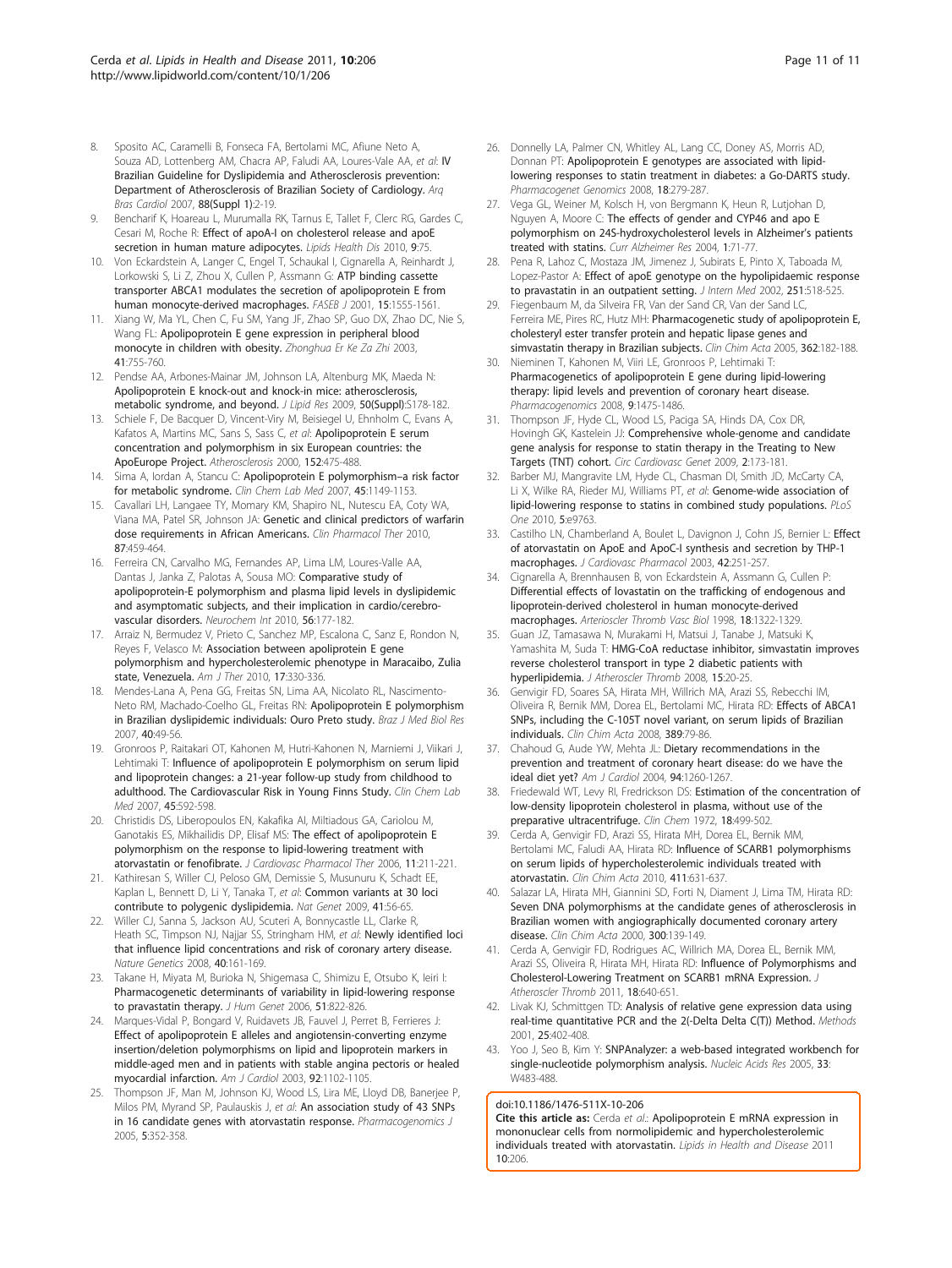8. Sposito AC, Caramelli B, Fonseca FA, Bertolami MC, Afiune Neto A, Souza AD, Lottenberg AM, Chacra AP, Faludi AA, Loures-Vale AA, *et al*: **IV Brazilian Guideline for Dyslipidemia and Atherosclerosis prevention: Department of Atherosclerosis of Brazilian Society of Cardiology.** *Arq Bras Cardiol* 2007, **88(Suppl 1)**:2-19.
9. Bencharif K, Hoareau L, Murumalla RK, Tarnus E, Tallet F, Clerc RG, Gardes C, Cesari M, Roche R: **Effect of apoA-I on cholesterol release and apoE secretion in human mature adipocytes.** *Lipids Health Dis* 2010, **9**:75.
10. Von Eckardstein A, Langer C, Engel T, Schaukal I, Cignarella A, Reinhardt J, Lorkowski S, Li Z, Zhou X, Cullen P, Assmann G: **ATP binding cassette transporter ABCA1 modulates the secretion of apolipoprotein E from human monocyte-derived macrophages.** *FASEB J* 2001, **15**:1555-1561.
11. Xiang W, Ma YL, Chen C, Fu SM, Yang JF, Zhao SP, Guo DX, Zhao DC, Nie S, Wang FL: **Apolipoprotein E gene expression in peripheral blood monocyte in children with obesity.** *Zhonghua Er Ke Za Zhi* 2003, **41**:755-760.
12. Pendse AA, Arbones-Mainar JM, Johnson LA, Altenburg MK, Maeda N: **Apolipoprotein E knock-out and knock-in mice: atherosclerosis, metabolic syndrome, and beyond.** *J Lipid Res* 2009, **50(Suppl)**:S178-182.
13. Schiele F, De Bacquer D, Vincent-Viry M, Beisiegel U, Ehnholm C, Evans A, Kafatos A, Martins MC, Sans S, Sass C, *et al*: **Apolipoprotein E serum concentration and polymorphism in six European countries: the ApoEurope Project.** *Atherosclerosis* 2000, **152**:475-488.
14. Sima A, Iordan A, Stancu C: **Apolipoprotein E polymorphism–a risk factor for metabolic syndrome.** *Clin Chem Lab Med* 2007, **45**:1149-1153.
15. Cavallari LH, Langaee TY, Momary KM, Shapiro NL, Nutescu EA, Coty WA, Viana MA, Patel SR, Johnson JA: **Genetic and clinical predictors of warfarin dose requirements in African Americans.** *Clin Pharmacol Ther* 2010, **87**:459-464.
16. Ferreira CN, Carvalho MG, Fernandes AP, Lima LM, Loures-Valle AA, Dantas J, Janka Z, Palotas A, Sousa MO: **Comparative study of apolipoprotein-E polymorphism and plasma lipid levels in dyslipidemic and asymptomatic subjects, and their implication in cardio/cerebro-vascular disorders.** *Neurochem Int* 2010, **56**:177-182.
17. Arraiz N, Bermudez V, Prieto C, Sanchez MP, Escalona C, Sanz E, Rondon N, Reyes F, Velasco M: **Association between apoliprotein E gene polymorphism and hypercholesterolemic phenotype in Maracaibo, Zulia state, Venezuela.** *Am J Ther* 2010, **17**:330-336.
18. Mendes-Lana A, Pena GG, Freitas SN, Lima AA, Nicolato RL, Nascimento-Neto RM, Machado-Coelho GL, Freitas RN: **Apolipoprotein E polymorphism in Brazilian dyslipidemic individuals: Ouro Preto study.** *Braz J Med Biol Res* 2007, **40**:49-56.
19. Gronroos P, Raitakari OT, Kahonen M, Hutri-Kahonen N, Marniemi J, Viikari J, Lehtimaki T: **Influence of apolipoprotein E polymorphism on serum lipid and lipoprotein changes: a 21-year follow-up study from childhood to adulthood. The Cardiovascular Risk in Young Finns Study.** *Clin Chem Lab Med* 2007, **45**:592-598.
20. Christidis DS, Liberopoulos EN, Kakafika AI, Miltiadous GA, Cariolou M, Ganotakis ES, Mikhailidis DP, Elisaf MS: **The effect of apolipoprotein E polymorphism on the response to lipid-lowering treatment with atorvastatin or fenofibrate.** *J Cardiovasc Pharmacol Ther* 2006, **11**:211-221.
21. Kathiresan S, Willer CJ, Peloso GM, Demissie S, Musunuru K, Schadt EE, Kaplan L, Bennett D, Li Y, Tanaka T, *et al*: **Common variants at 30 loci contribute to polygenic dyslipidemia.** *Nat Genet* 2009, **41**:56-65.
22. Willer CJ, Sanna S, Jackson AU, Scuteri A, Bonnycastle LL, Clarke R, Heath SC, Timpson NJ, Najjar SS, Stringham HM, *et al*: **Newly identified loci that influence lipid concentrations and risk of coronary artery disease.** *Nature Genetics* 2008, **40**:161-169.
23. Takane H, Miyata M, Burioka N, Shigemasa C, Shimizu E, Otsubo K, Ieiri I: **Pharmacogenetic determinants of variability in lipid-lowering response to pravastatin therapy.** *J Hum Genet* 2006, **51**:822-826.
24. Marques-Vidal P, Bongard V, Ruidavets JB, Fauvel J, Perret B, Ferrieres J: **Effect of apolipoprotein E alleles and angiotensin-converting enzyme insertion/deletion polymorphisms on lipid and lipoprotein markers in middle-aged men and in patients with stable angina pectoris or healed myocardial infarction.** *Am J Cardiol* 2003, **92**:1102-1105.
25. Thompson JF, Man M, Johnson KJ, Wood LS, Lira ME, Lloyd DB, Banerjee P, Milos PM, Myrand SP, Paulauskis J, *et al*: **An association study of 43 SNPs in 16 candidate genes with atorvastatin response.** *Pharmacogenomics J* 2005, **5**:352-358.
26. Donnelly LA, Palmer CN, Whitley AL, Lang CC, Doney AS, Morris AD, Donnan PT: **Apolipoprotein E genotypes are associated with lipid-lowering responses to statin treatment in diabetes: a Go-DARTS study.** *Pharmacogenet Genomics* 2008, **18**:279-287.
27. Vega GL, Weiner M, Kolsch H, von Bergmann K, Heun R, Lutjohan D, Nguyen A, Moore C: **The effects of gender and CYP46 and apo E polymorphism on 24S-hydroxycholesterol levels in Alzheimer's patients treated with statins.** *Curr Alzheimer Res* 2004, **1**:71-77.
28. Pena R, Lahoz C, Mostaza JM, Jimenez J, Subirats E, Pinto X, Taboada M, Lopez-Pastor A: **Effect of apoE genotype on the hypolipidaemic response to pravastatin in an outpatient setting.** *J Intern Med* 2002, **251**:518-525.
29. Fiegenbaum M, da Silveira FR, Van der Sand CR, Van der Sand LC, Ferreira ME, Pires RC, Hutz MH: **Pharmacogenetic study of apolipoprotein E, cholesteryl ester transfer protein and hepatic lipase genes and simvastatin therapy in Brazilian subjects.** *Clin Chim Acta* 2005, **362**:182-188.
30. Nieminen T, Kahonen M, Viiri LE, Gronroos P, Lehtimaki T: **Pharmacogenetics of apolipoprotein E gene during lipid-lowering therapy: lipid levels and prevention of coronary heart disease.** *Pharmacogenomics* 2008, **9**:1475-1486.
31. Thompson JF, Hyde CL, Wood LS, Paciga SA, Hinds DA, Cox DR, Hovingh GK, Kastelein JJ: **Comprehensive whole-genome and candidate gene analysis for response to statin therapy in the Treating to New Targets (TNT) cohort.** *Circ Cardiovasc Genet* 2009, **2**:173-181.
32. Barber MJ, Mangravite LM, Hyde CL, Chasman DI, Smith JD, McCarty CA, Li X, Wilke RA, Rieder MJ, Williams PT, *et al*: **Genome-wide association of lipid-lowering response to statins in combined study populations.** *PLoS One* 2010, **5**:e9763.
33. Castilho LN, Chamberland A, Boulet L, Davignon J, Cohn JS, Bernier L: **Effect of atorvastatin on ApoE and ApoC-I synthesis and secretion by THP-1 macrophages.** *J Cardiovasc Pharmacol* 2003, **42**:251-257.
34. Cignarella A, Brennhausen B, von Eckardstein A, Assmann G, Cullen P: **Differential effects of lovastatin on the trafficking of endogenous and lipoprotein-derived cholesterol in human monocyte-derived macrophages.** *Arterioscler Thromb Vasc Biol* 1998, **18**:1322-1329.
35. Guan JZ, Tamasawa N, Murakami H, Matsui J, Tanabe J, Matsuki K, Yamashita M, Suda T: **HMG-CoA reductase inhibitor, simvastatin improves reverse cholesterol transport in type 2 diabetic patients with hyperlipidemia.** *J Atheroscler Thromb* 2008, **15**:20-25.
36. Genvigir FD, Soares SA, Hirata MH, Willrich MA, Arazi SS, Rebecchi IM, Oliveira R, Bernik MM, Dorea EL, Bertolami MC, Hirata RD: **Effects of ABCA1 SNPs, including the C-105T novel variant, on serum lipids of Brazilian individuals.** *Clin Chim Acta* 2008, **389**:79-86.
37. Chahoud G, Aude YW, Mehta JL: **Dietary recommendations in the prevention and treatment of coronary heart disease: do we have the ideal diet yet?** *Am J Cardiol* 2004, **94**:1260-1267.
38. Friedewald WT, Levy RI, Fredrickson DS: **Estimation of the concentration of low-density lipoprotein cholesterol in plasma, without use of the preparative ultracentrifuge.** *Clin Chem* 1972, **18**:499-502.
39. Cerda A, Genvigir FD, Arazi SS, Hirata MH, Dorea EL, Bernik MM, Bertolami MC, Faludi AA, Hirata RD: **Influence of SCARB1 polymorphisms on serum lipids of hypercholesterolemic individuals treated with atorvastatin.** *Clin Chim Acta* 2010, **411**:631-637.
40. Salazar LA, Hirata MH, Giannini SD, Forti N, Diament J, Lima TM, Hirata RD: **Seven DNA polymorphisms at the candidate genes of atherosclerosis in Brazilian women with angiographically documented coronary artery disease.** *Clin Chim Acta* 2000, **300**:139-149.
41. Cerda A, Genvigir FD, Rodrigues AC, Willrich MA, Dorea EL, Bernik MM, Arazi SS, Oliveira R, Hirata MH, Hirata RD: **Influence of Polymorphisms and Cholesterol-Lowering Treatment on SCARB1 mRNA Expression.** *J Atheroscler Thromb* 2011, **18**:640-651.
42. Livak KJ, Schmittgen TD: **Analysis of relative gene expression data using real-time quantitative PCR and the 2(-Delta Delta C(T)) Method.** *Methods* 2001, **25**:402-408.
43. Yoo J, Seo B, Kim Y: **SNPAnalyzer: a web-based integrated workbench for single-nucleotide polymorphism analysis.** *Nucleic Acids Res* 2005, **33**:W483-488.

doi:10.1186/1476-511X-10-206

**Cite this article as:** Cerda *et al.*: Apolipoprotein E mRNA expression in mononuclear cells from normolipidemic and hypercholesterolemic individuals treated with atorvastatin. *Lipids in Health and Disease* 2011 **10**:206.